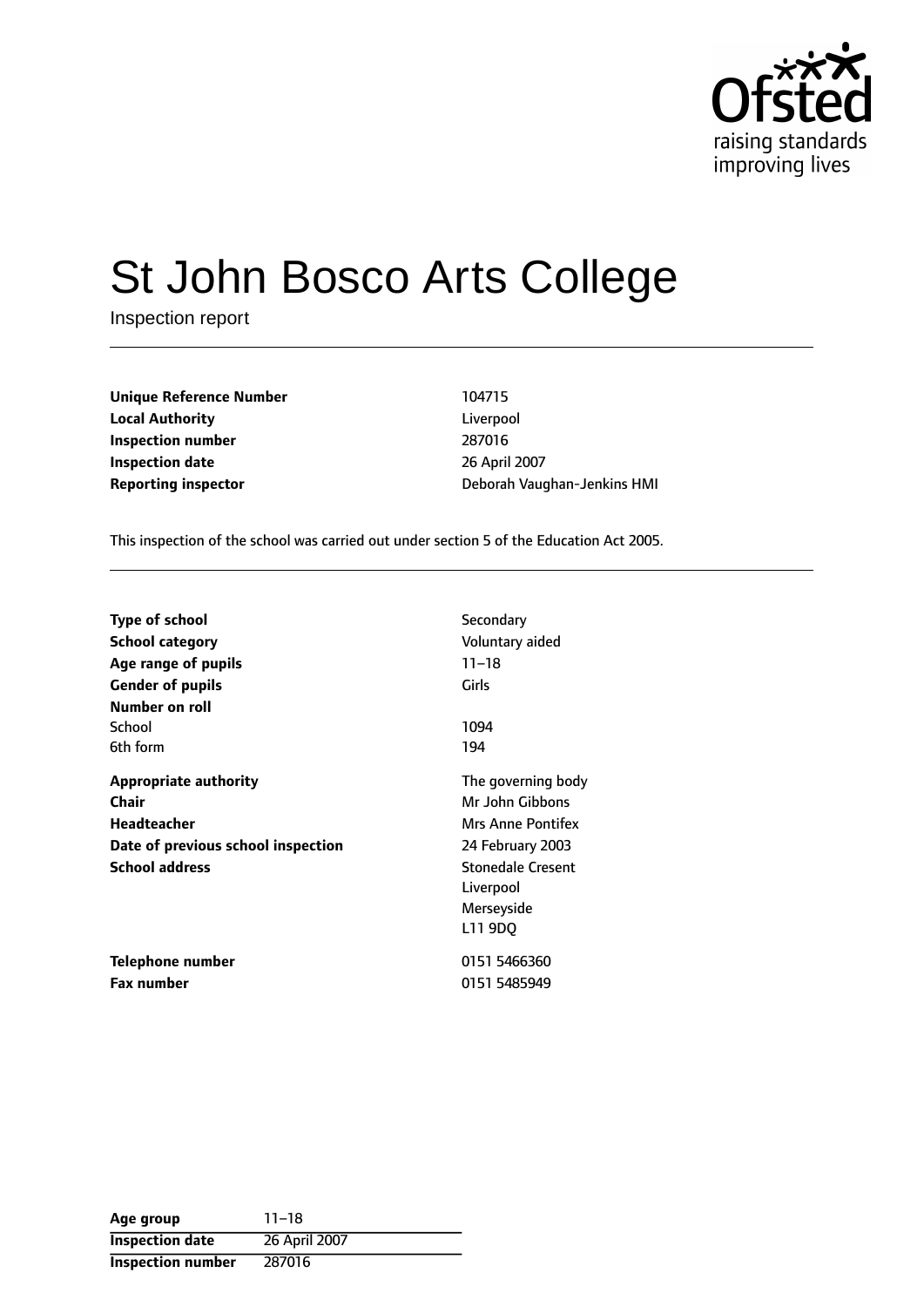Ofsted

raising standards improving lives

# St John Bosco Arts College

Inspection report

| | |
|---|---|
| **Unique Reference Number** | 104715 |
| **Local Authority** | Liverpool |
| **Inspection number** | 287016 |
| **Inspection date** | 26 April 2007 |
| **Reporting inspector** | Deborah Vaughan-Jenkins HMI |

This inspection of the school was carried out under section 5 of the Education Act 2005.

| | |
|---|---|
| **Type of school** | Secondary |
| **School category** | Voluntary aided |
| **Age range of pupils** | 11–18 |
| **Gender of pupils** | Girls |
| **Number on roll** | |
| School | 1094 |
| 6th form | 194 |
| **Appropriate authority** | The governing body |
| **Chair** | Mr John Gibbons |
| **Headteacher** | Mrs Anne Pontifex |
| **Date of previous school inspection** | 24 February 2003 |
| **School address** | Stonedale Cresent<br>Liverpool<br>Merseyside<br>L11 9DQ |
| **Telephone number** | 0151 5466360 |
| **Fax number** | 0151 5485949 |

| | |
|---|---|
| **Age group** | 11–18 |
| **Inspection date** | 26 April 2007 |
| **Inspection number** | 287016 |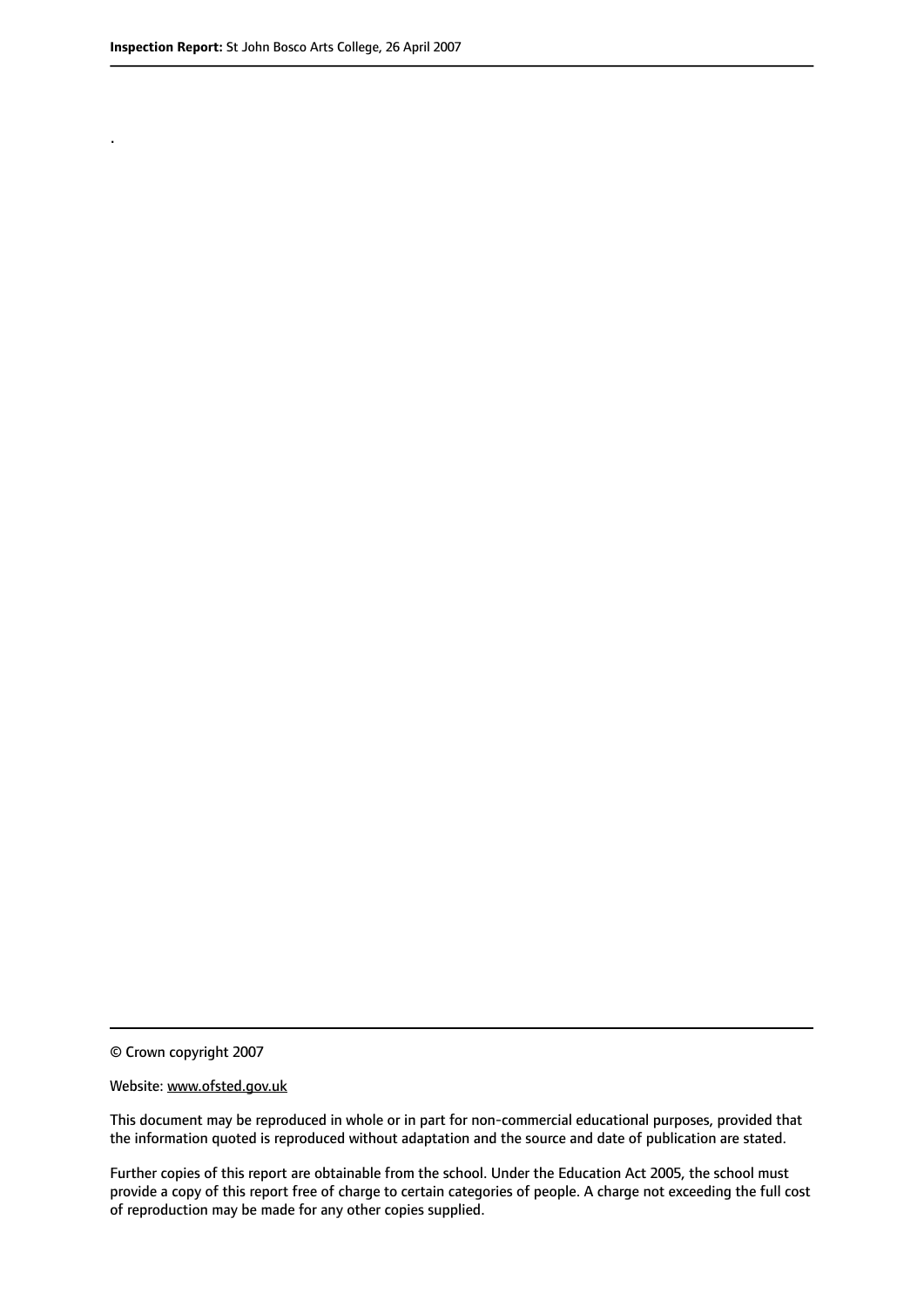.

© Crown copyright 2007

Website: www.ofsted.gov.uk

This document may be reproduced in whole or in part for non-commercial educational purposes, provided that the information quoted is reproduced without adaptation and the source and date of publication are stated.

Further copies of this report are obtainable from the school. Under the Education Act 2005, the school must provide a copy of this report free of charge to certain categories of people. A charge not exceeding the full cost of reproduction may be made for any other copies supplied.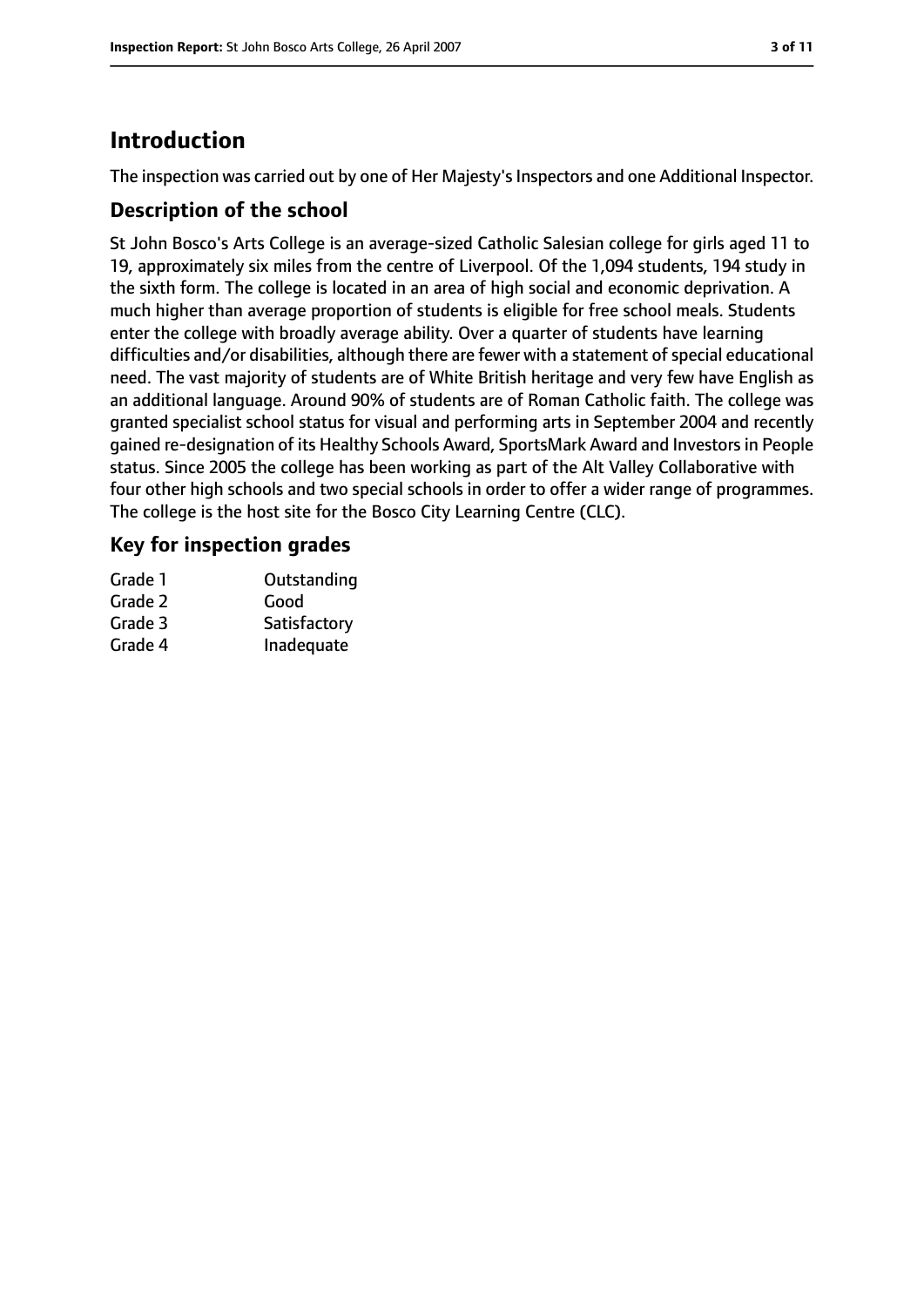# Introduction

The inspection was carried out by one of Her Majesty's Inspectors and one Additional Inspector.

## Description of the school

St John Bosco's Arts College is an average-sized Catholic Salesian college for girls aged 11 to 19, approximately six miles from the centre of Liverpool. Of the 1,094 students, 194 study in the sixth form. The college is located in an area of high social and economic deprivation. A much higher than average proportion of students is eligible for free school meals. Students enter the college with broadly average ability. Over a quarter of students have learning difficulties and/or disabilities, although there are fewer with a statement of special educational need. The vast majority of students are of White British heritage and very few have English as an additional language. Around 90% of students are of Roman Catholic faith. The college was granted specialist school status for visual and performing arts in September 2004 and recently gained re-designation of its Healthy Schools Award, SportsMark Award and Investors in People status. Since 2005 the college has been working as part of the Alt Valley Collaborative with four other high schools and two special schools in order to offer a wider range of programmes. The college is the host site for the Bosco City Learning Centre (CLC).

## Key for inspection grades

| | |
|---|---|
| Grade 1 | Outstanding |
| Grade 2 | Good |
| Grade 3 | Satisfactory |
| Grade 4 | Inadequate |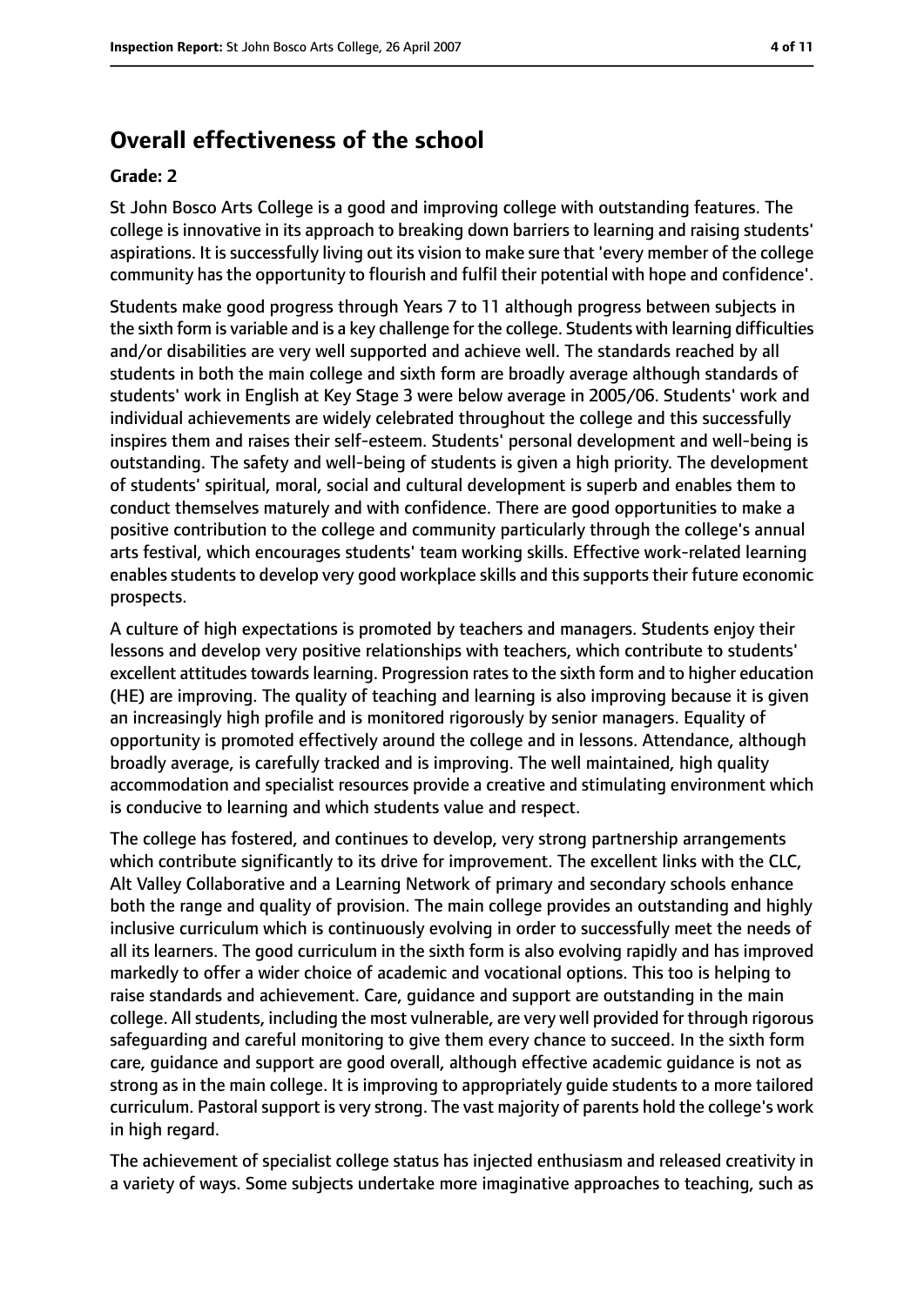## Overall effectiveness of the school

### Grade: 2

St John Bosco Arts College is a good and improving college with outstanding features. The college is innovative in its approach to breaking down barriers to learning and raising students' aspirations. It is successfully living out its vision to make sure that 'every member of the college community has the opportunity to flourish and fulfil their potential with hope and confidence'.

Students make good progress through Years 7 to 11 although progress between subjects in the sixth form is variable and is a key challenge for the college. Students with learning difficulties and/or disabilities are very well supported and achieve well. The standards reached by all students in both the main college and sixth form are broadly average although standards of students' work in English at Key Stage 3 were below average in 2005/06. Students' work and individual achievements are widely celebrated throughout the college and this successfully inspires them and raises their self-esteem. Students' personal development and well-being is outstanding. The safety and well-being of students is given a high priority. The development of students' spiritual, moral, social and cultural development is superb and enables them to conduct themselves maturely and with confidence. There are good opportunities to make a positive contribution to the college and community particularly through the college's annual arts festival, which encourages students' team working skills. Effective work-related learning enables students to develop very good workplace skills and this supports their future economic prospects.

A culture of high expectations is promoted by teachers and managers. Students enjoy their lessons and develop very positive relationships with teachers, which contribute to students' excellent attitudes towards learning. Progression rates to the sixth form and to higher education (HE) are improving. The quality of teaching and learning is also improving because it is given an increasingly high profile and is monitored rigorously by senior managers. Equality of opportunity is promoted effectively around the college and in lessons. Attendance, although broadly average, is carefully tracked and is improving. The well maintained, high quality accommodation and specialist resources provide a creative and stimulating environment which is conducive to learning and which students value and respect.

The college has fostered, and continues to develop, very strong partnership arrangements which contribute significantly to its drive for improvement. The excellent links with the CLC, Alt Valley Collaborative and a Learning Network of primary and secondary schools enhance both the range and quality of provision. The main college provides an outstanding and highly inclusive curriculum which is continuously evolving in order to successfully meet the needs of all its learners. The good curriculum in the sixth form is also evolving rapidly and has improved markedly to offer a wider choice of academic and vocational options. This too is helping to raise standards and achievement. Care, guidance and support are outstanding in the main college. All students, including the most vulnerable, are very well provided for through rigorous safeguarding and careful monitoring to give them every chance to succeed. In the sixth form care, guidance and support are good overall, although effective academic guidance is not as strong as in the main college. It is improving to appropriately guide students to a more tailored curriculum. Pastoral support is very strong. The vast majority of parents hold the college's work in high regard.

The achievement of specialist college status has injected enthusiasm and released creativity in a variety of ways. Some subjects undertake more imaginative approaches to teaching, such as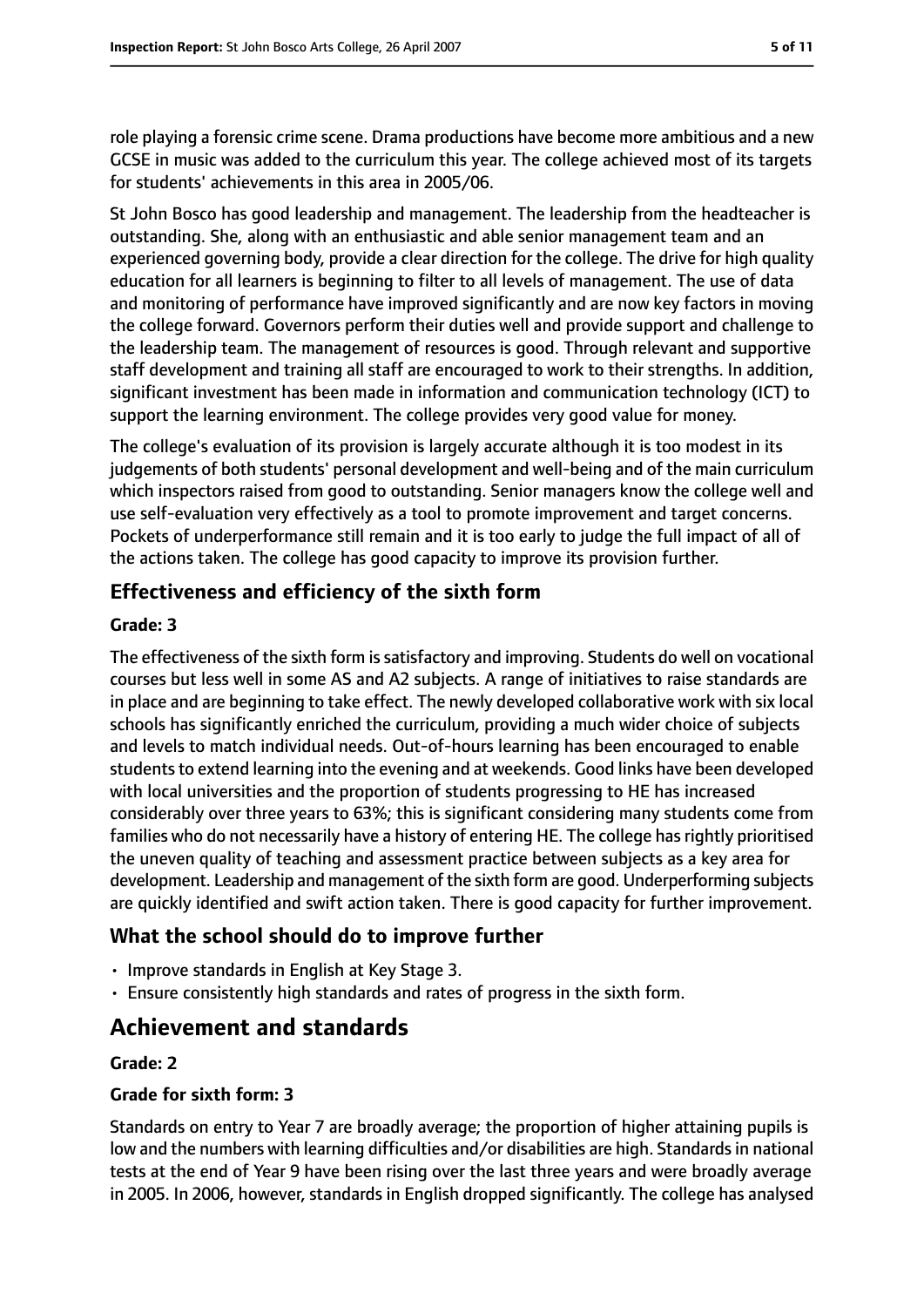role playing a forensic crime scene. Drama productions have become more ambitious and a new GCSE in music was added to the curriculum this year. The college achieved most of its targets for students' achievements in this area in 2005/06.

St John Bosco has good leadership and management. The leadership from the headteacher is outstanding. She, along with an enthusiastic and able senior management team and an experienced governing body, provide a clear direction for the college. The drive for high quality education for all learners is beginning to filter to all levels of management. The use of data and monitoring of performance have improved significantly and are now key factors in moving the college forward. Governors perform their duties well and provide support and challenge to the leadership team. The management of resources is good. Through relevant and supportive staff development and training all staff are encouraged to work to their strengths. In addition, significant investment has been made in information and communication technology (ICT) to support the learning environment. The college provides very good value for money.

The college's evaluation of its provision is largely accurate although it is too modest in its judgements of both students' personal development and well-being and of the main curriculum which inspectors raised from good to outstanding. Senior managers know the college well and use self-evaluation very effectively as a tool to promote improvement and target concerns. Pockets of underperformance still remain and it is too early to judge the full impact of all of the actions taken. The college has good capacity to improve its provision further.

### Effectiveness and efficiency of the sixth form

#### Grade: 3

The effectiveness of the sixth form is satisfactory and improving. Students do well on vocational courses but less well in some AS and A2 subjects. A range of initiatives to raise standards are in place and are beginning to take effect. The newly developed collaborative work with six local schools has significantly enriched the curriculum, providing a much wider choice of subjects and levels to match individual needs. Out-of-hours learning has been encouraged to enable students to extend learning into the evening and at weekends. Good links have been developed with local universities and the proportion of students progressing to HE has increased considerably over three years to 63%; this is significant considering many students come from families who do not necessarily have a history of entering HE. The college has rightly prioritised the uneven quality of teaching and assessment practice between subjects as a key area for development. Leadership and management of the sixth form are good. Underperforming subjects are quickly identified and swift action taken. There is good capacity for further improvement.

### What the school should do to improve further

- Improve standards in English at Key Stage 3.
- Ensure consistently high standards and rates of progress in the sixth form.

## Achievement and standards

#### Grade: 2

#### Grade for sixth form: 3

Standards on entry to Year 7 are broadly average; the proportion of higher attaining pupils is low and the numbers with learning difficulties and/or disabilities are high. Standards in national tests at the end of Year 9 have been rising over the last three years and were broadly average in 2005. In 2006, however, standards in English dropped significantly. The college has analysed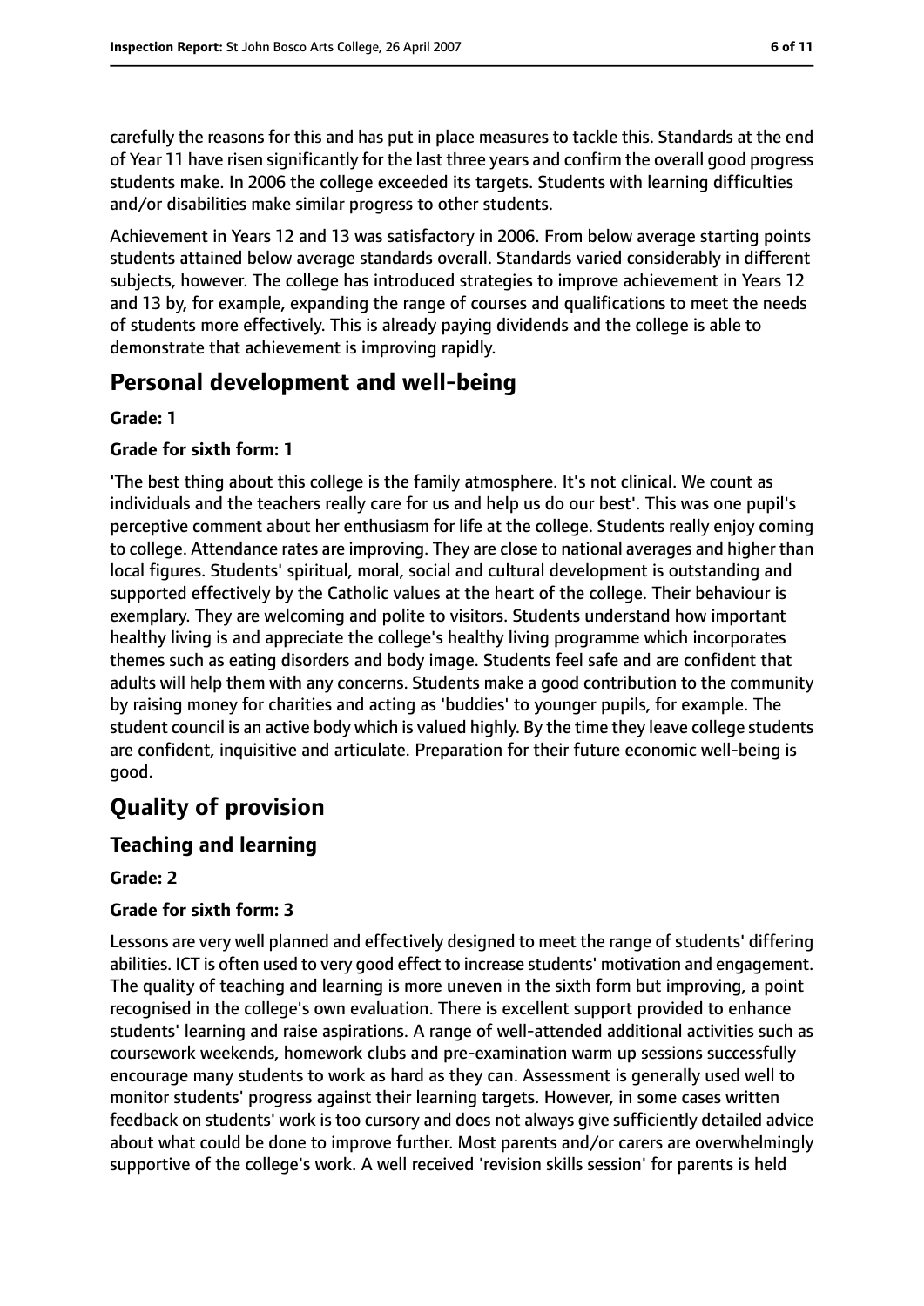carefully the reasons for this and has put in place measures to tackle this. Standards at the end of Year 11 have risen significantly for the last three years and confirm the overall good progress students make. In 2006 the college exceeded its targets. Students with learning difficulties and/or disabilities make similar progress to other students.

Achievement in Years 12 and 13 was satisfactory in 2006. From below average starting points students attained below average standards overall. Standards varied considerably in different subjects, however. The college has introduced strategies to improve achievement in Years 12 and 13 by, for example, expanding the range of courses and qualifications to meet the needs of students more effectively. This is already paying dividends and the college is able to demonstrate that achievement is improving rapidly.

# Personal development and well-being

**Grade: 1**

**Grade for sixth form: 1**

'The best thing about this college is the family atmosphere. It's not clinical. We count as individuals and the teachers really care for us and help us do our best'. This was one pupil's perceptive comment about her enthusiasm for life at the college. Students really enjoy coming to college. Attendance rates are improving. They are close to national averages and higher than local figures. Students' spiritual, moral, social and cultural development is outstanding and supported effectively by the Catholic values at the heart of the college. Their behaviour is exemplary. They are welcoming and polite to visitors. Students understand how important healthy living is and appreciate the college's healthy living programme which incorporates themes such as eating disorders and body image. Students feel safe and are confident that adults will help them with any concerns. Students make a good contribution to the community by raising money for charities and acting as 'buddies' to younger pupils, for example. The student council is an active body which is valued highly. By the time they leave college students are confident, inquisitive and articulate. Preparation for their future economic well-being is good.

# Quality of provision

## Teaching and learning

**Grade: 2**

**Grade for sixth form: 3**

Lessons are very well planned and effectively designed to meet the range of students' differing abilities. ICT is often used to very good effect to increase students' motivation and engagement. The quality of teaching and learning is more uneven in the sixth form but improving, a point recognised in the college's own evaluation. There is excellent support provided to enhance students' learning and raise aspirations. A range of well-attended additional activities such as coursework weekends, homework clubs and pre-examination warm up sessions successfully encourage many students to work as hard as they can. Assessment is generally used well to monitor students' progress against their learning targets. However, in some cases written feedback on students' work is too cursory and does not always give sufficiently detailed advice about what could be done to improve further. Most parents and/or carers are overwhelmingly supportive of the college's work. A well received 'revision skills session' for parents is held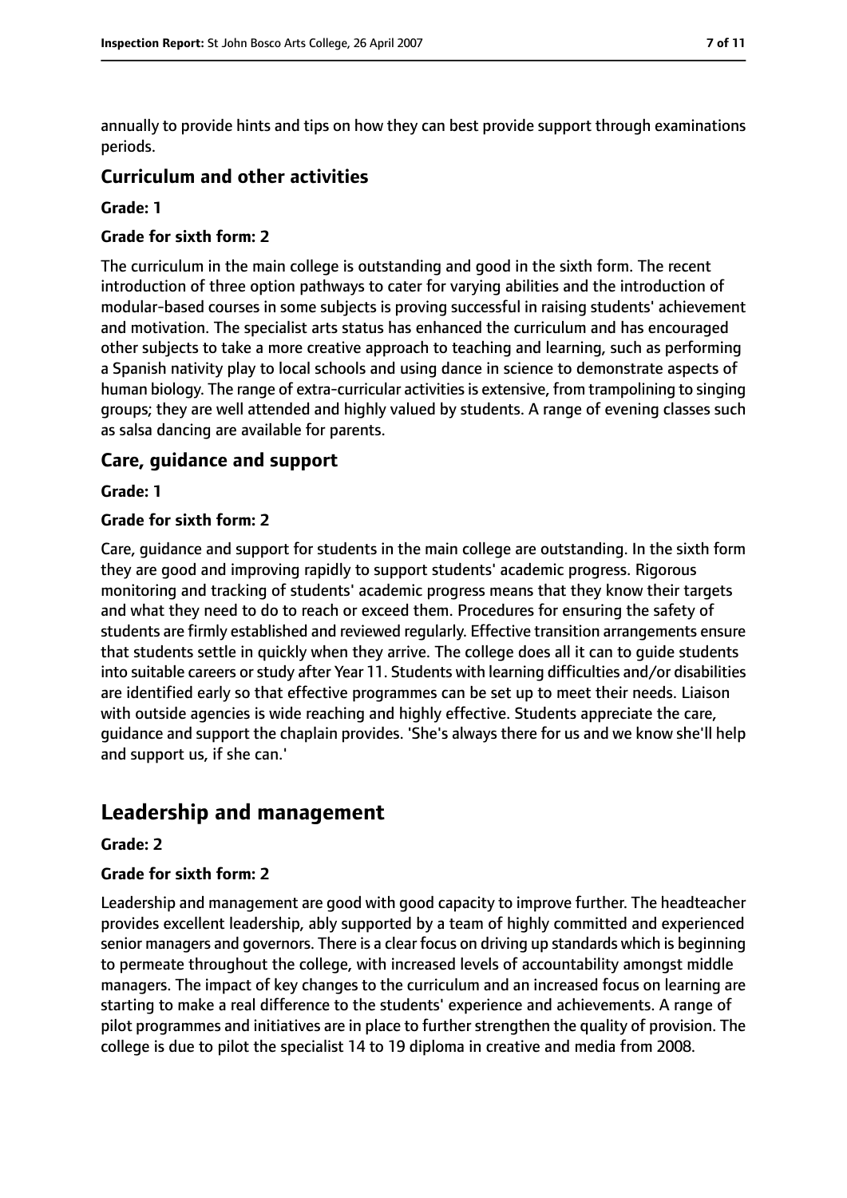annually to provide hints and tips on how they can best provide support through examinations periods.

### Curriculum and other activities

**Grade: 1**

**Grade for sixth form: 2**

The curriculum in the main college is outstanding and good in the sixth form. The recent introduction of three option pathways to cater for varying abilities and the introduction of modular-based courses in some subjects is proving successful in raising students' achievement and motivation. The specialist arts status has enhanced the curriculum and has encouraged other subjects to take a more creative approach to teaching and learning, such as performing a Spanish nativity play to local schools and using dance in science to demonstrate aspects of human biology. The range of extra-curricular activities is extensive, from trampolining to singing groups; they are well attended and highly valued by students. A range of evening classes such as salsa dancing are available for parents.

### Care, guidance and support

**Grade: 1**

**Grade for sixth form: 2**

Care, guidance and support for students in the main college are outstanding. In the sixth form they are good and improving rapidly to support students' academic progress. Rigorous monitoring and tracking of students' academic progress means that they know their targets and what they need to do to reach or exceed them. Procedures for ensuring the safety of students are firmly established and reviewed regularly. Effective transition arrangements ensure that students settle in quickly when they arrive. The college does all it can to guide students into suitable careers or study after Year 11. Students with learning difficulties and/or disabilities are identified early so that effective programmes can be set up to meet their needs. Liaison with outside agencies is wide reaching and highly effective. Students appreciate the care, guidance and support the chaplain provides. 'She's always there for us and we know she'll help and support us, if she can.'

## Leadership and management

**Grade: 2**

**Grade for sixth form: 2**

Leadership and management are good with good capacity to improve further. The headteacher provides excellent leadership, ably supported by a team of highly committed and experienced senior managers and governors. There is a clear focus on driving up standards which is beginning to permeate throughout the college, with increased levels of accountability amongst middle managers. The impact of key changes to the curriculum and an increased focus on learning are starting to make a real difference to the students' experience and achievements. A range of pilot programmes and initiatives are in place to further strengthen the quality of provision. The college is due to pilot the specialist 14 to 19 diploma in creative and media from 2008.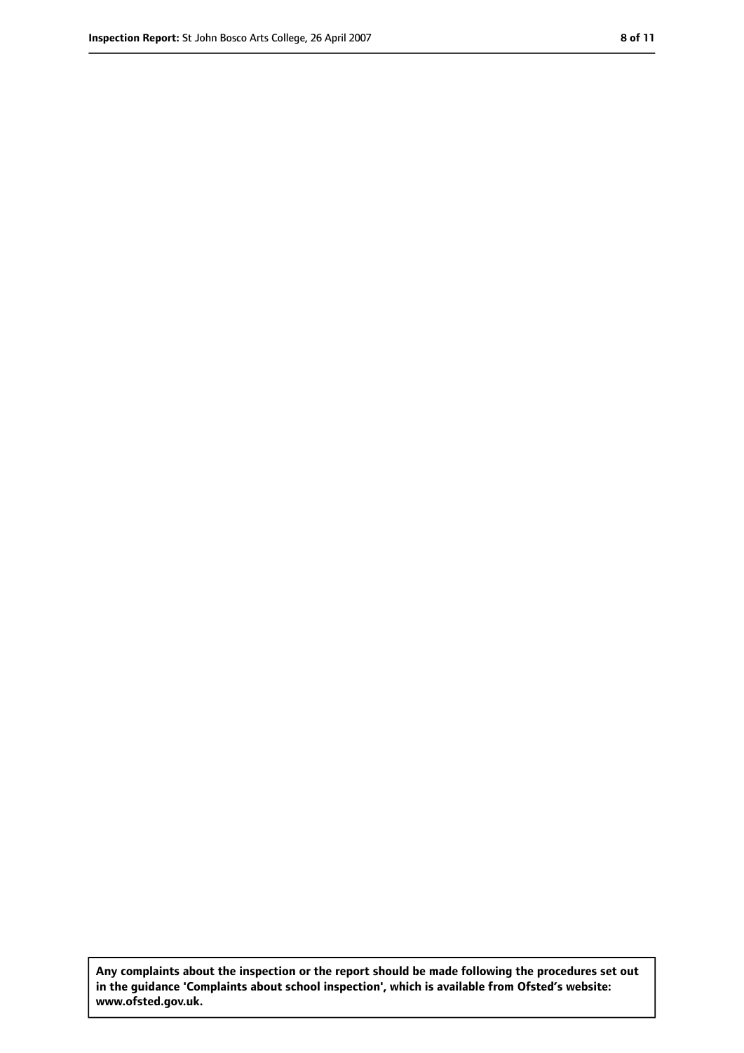**Any complaints about the inspection or the report should be made following the procedures set out in the guidance 'Complaints about school inspection', which is available from Ofsted's website: www.ofsted.gov.uk.**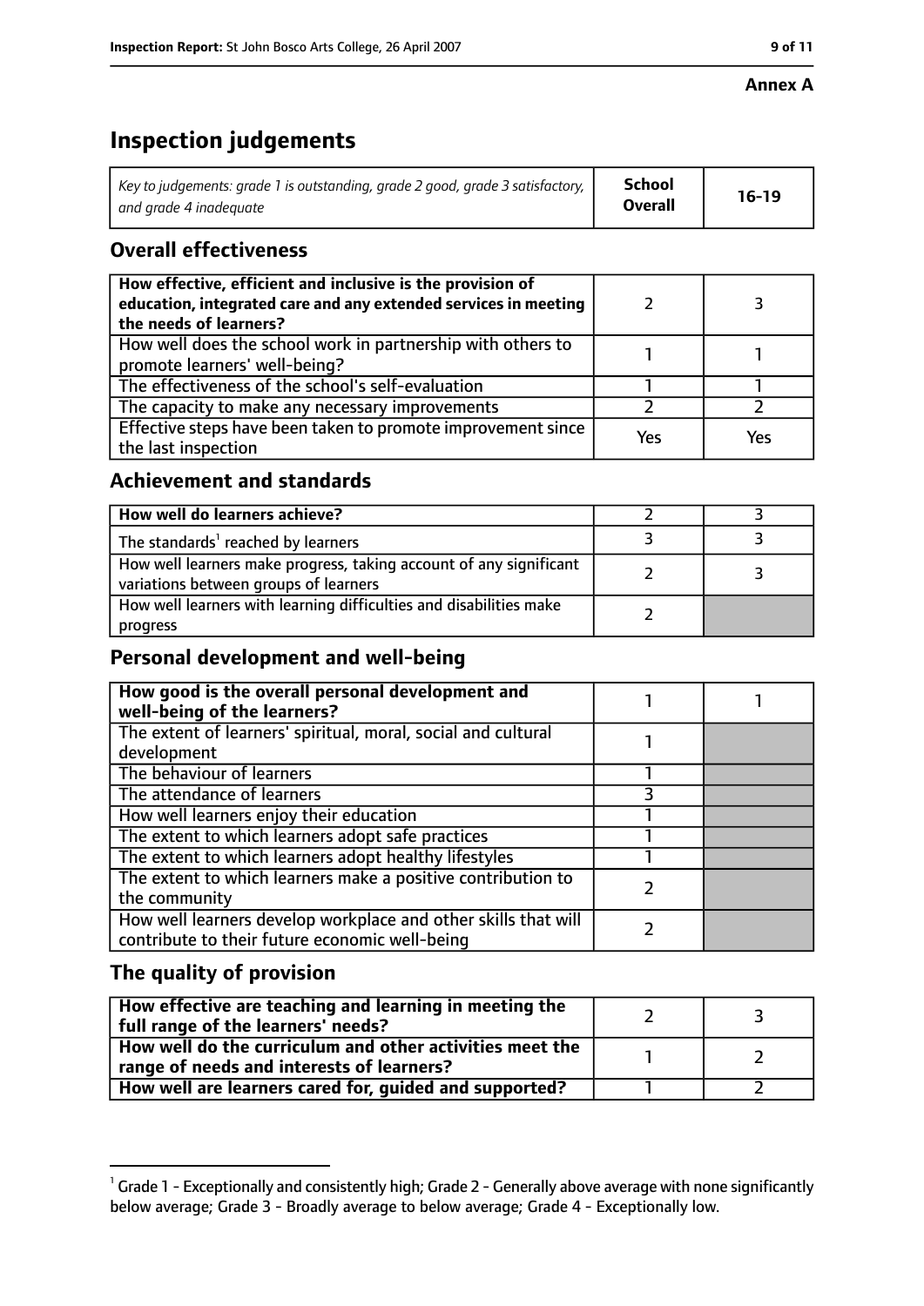**Annex A**

# Inspection judgements

| Key to judgements: grade 1 is outstanding, grade 2 good, grade 3 satisfactory, and grade 4 inadequate | School Overall | 16-19 |
|---|---|---|

## Overall effectiveness

| | | |
|---|---|---|
| **How effective, efficient and inclusive is the provision of education, integrated care and any extended services in meeting the needs of learners?** | 2 | 3 |
| How well does the school work in partnership with others to promote learners' well-being? | 1 | 1 |
| The effectiveness of the school's self-evaluation | 1 | 1 |
| The capacity to make any necessary improvements | 2 | 2 |
| Effective steps have been taken to promote improvement since the last inspection | Yes | Yes |

## Achievement and standards

| | | |
|---|---|---|
| **How well do learners achieve?** | 2 | 3 |
| The standards[1] reached by learners | 3 | 3 |
| How well learners make progress, taking account of any significant variations between groups of learners | 2 | 3 |
| How well learners with learning difficulties and disabilities make progress | 2 | |

## Personal development and well-being

| | | |
|---|---|---|
| **How good is the overall personal development and well-being of the learners?** | 1 | 1 |
| The extent of learners' spiritual, moral, social and cultural development | 1 | |
| The behaviour of learners | 1 | |
| The attendance of learners | 3 | |
| How well learners enjoy their education | 1 | |
| The extent to which learners adopt safe practices | 1 | |
| The extent to which learners adopt healthy lifestyles | 1 | |
| The extent to which learners make a positive contribution to the community | 2 | |
| How well learners develop workplace and other skills that will contribute to their future economic well-being | 2 | |

## The quality of provision

| | | |
|---|---|---|
| **How effective are teaching and learning in meeting the full range of the learners' needs?** | 2 | 3 |
| **How well do the curriculum and other activities meet the range of needs and interests of learners?** | 1 | 2 |
| **How well are learners cared for, guided and supported?** | 1 | 2 |

[1] Grade 1 - Exceptionally and consistently high; Grade 2 - Generally above average with none significantly below average; Grade 3 - Broadly average to below average; Grade 4 - Exceptionally low.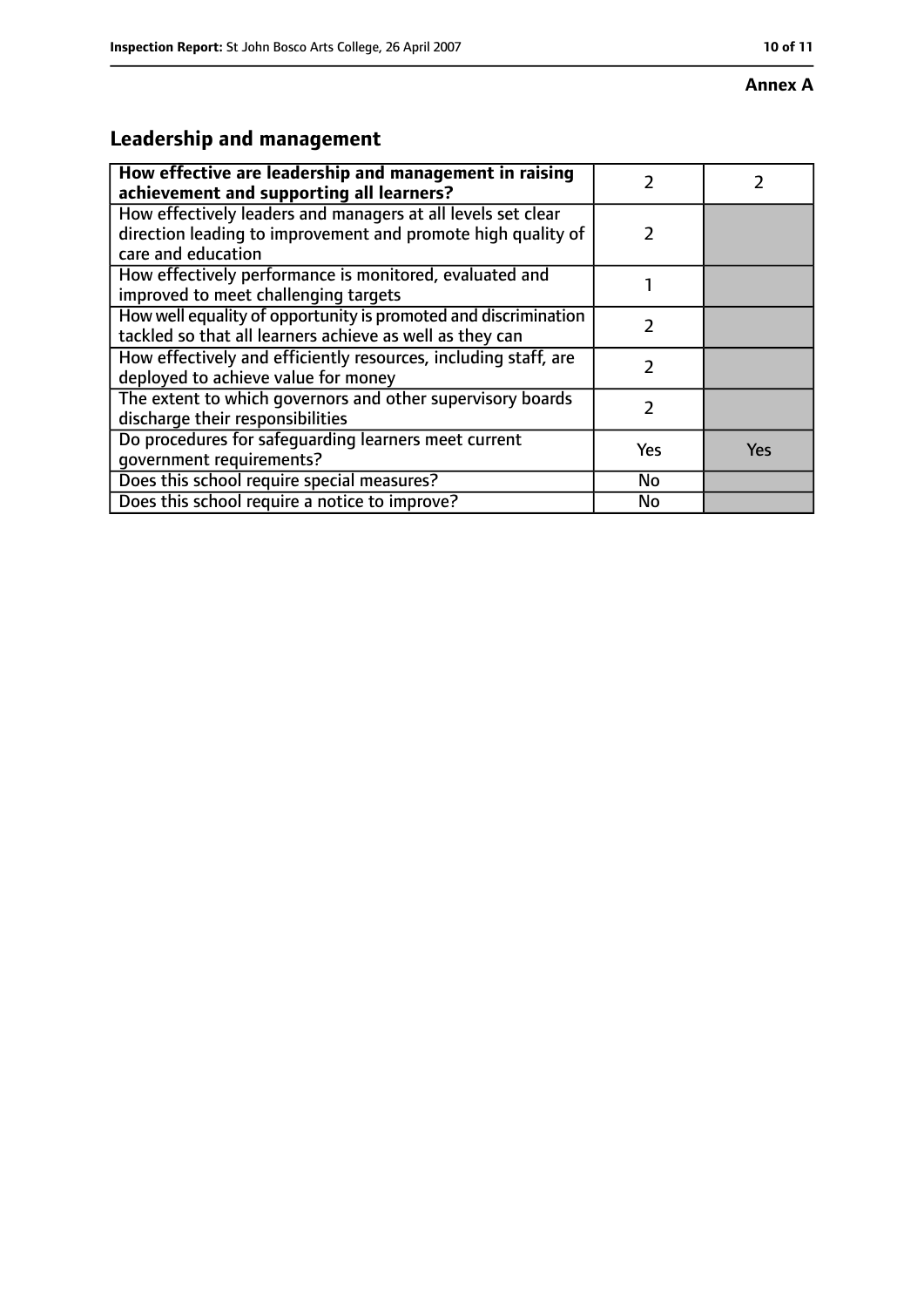**Annex A**

## Leadership and management

| | | |
|---|---|---|
| **How effective are leadership and management in raising achievement and supporting all learners?** | 2 | 2 |
| How effectively leaders and managers at all levels set clear direction leading to improvement and promote high quality of care and education | 2 | |
| How effectively performance is monitored, evaluated and improved to meet challenging targets | 1 | |
| How well equality of opportunity is promoted and discrimination tackled so that all learners achieve as well as they can | 2 | |
| How effectively and efficiently resources, including staff, are deployed to achieve value for money | 2 | |
| The extent to which governors and other supervisory boards discharge their responsibilities | 2 | |
| Do procedures for safeguarding learners meet current government requirements? | Yes | Yes |
| Does this school require special measures? | No | |
| Does this school require a notice to improve? | No | |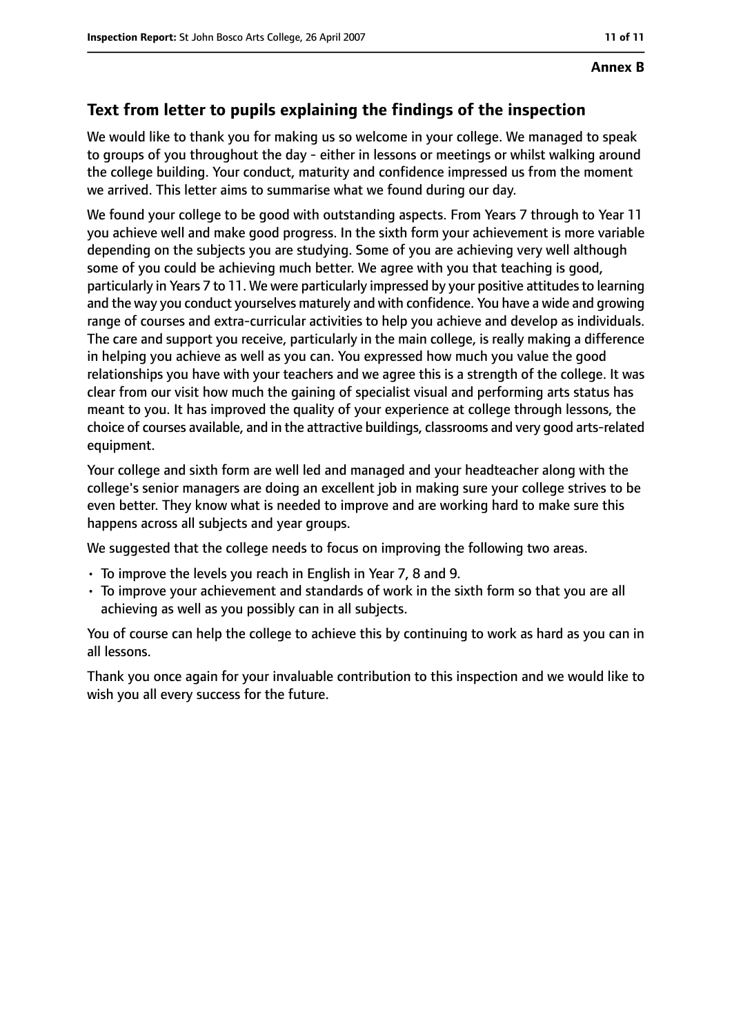**Annex B**

## Text from letter to pupils explaining the findings of the inspection

We would like to thank you for making us so welcome in your college. We managed to speak to groups of you throughout the day - either in lessons or meetings or whilst walking around the college building. Your conduct, maturity and confidence impressed us from the moment we arrived. This letter aims to summarise what we found during our day.

We found your college to be good with outstanding aspects. From Years 7 through to Year 11 you achieve well and make good progress. In the sixth form your achievement is more variable depending on the subjects you are studying. Some of you are achieving very well although some of you could be achieving much better. We agree with you that teaching is good, particularly in Years 7 to 11. We were particularly impressed by your positive attitudes to learning and the way you conduct yourselves maturely and with confidence. You have a wide and growing range of courses and extra-curricular activities to help you achieve and develop as individuals. The care and support you receive, particularly in the main college, is really making a difference in helping you achieve as well as you can. You expressed how much you value the good relationships you have with your teachers and we agree this is a strength of the college. It was clear from our visit how much the gaining of specialist visual and performing arts status has meant to you. It has improved the quality of your experience at college through lessons, the choice of courses available, and in the attractive buildings, classrooms and very good arts-related equipment.

Your college and sixth form are well led and managed and your headteacher along with the college's senior managers are doing an excellent job in making sure your college strives to be even better. They know what is needed to improve and are working hard to make sure this happens across all subjects and year groups.

We suggested that the college needs to focus on improving the following two areas.

- To improve the levels you reach in English in Year 7, 8 and 9.
- To improve your achievement and standards of work in the sixth form so that you are all achieving as well as you possibly can in all subjects.

You of course can help the college to achieve this by continuing to work as hard as you can in all lessons.

Thank you once again for your invaluable contribution to this inspection and we would like to wish you all every success for the future.